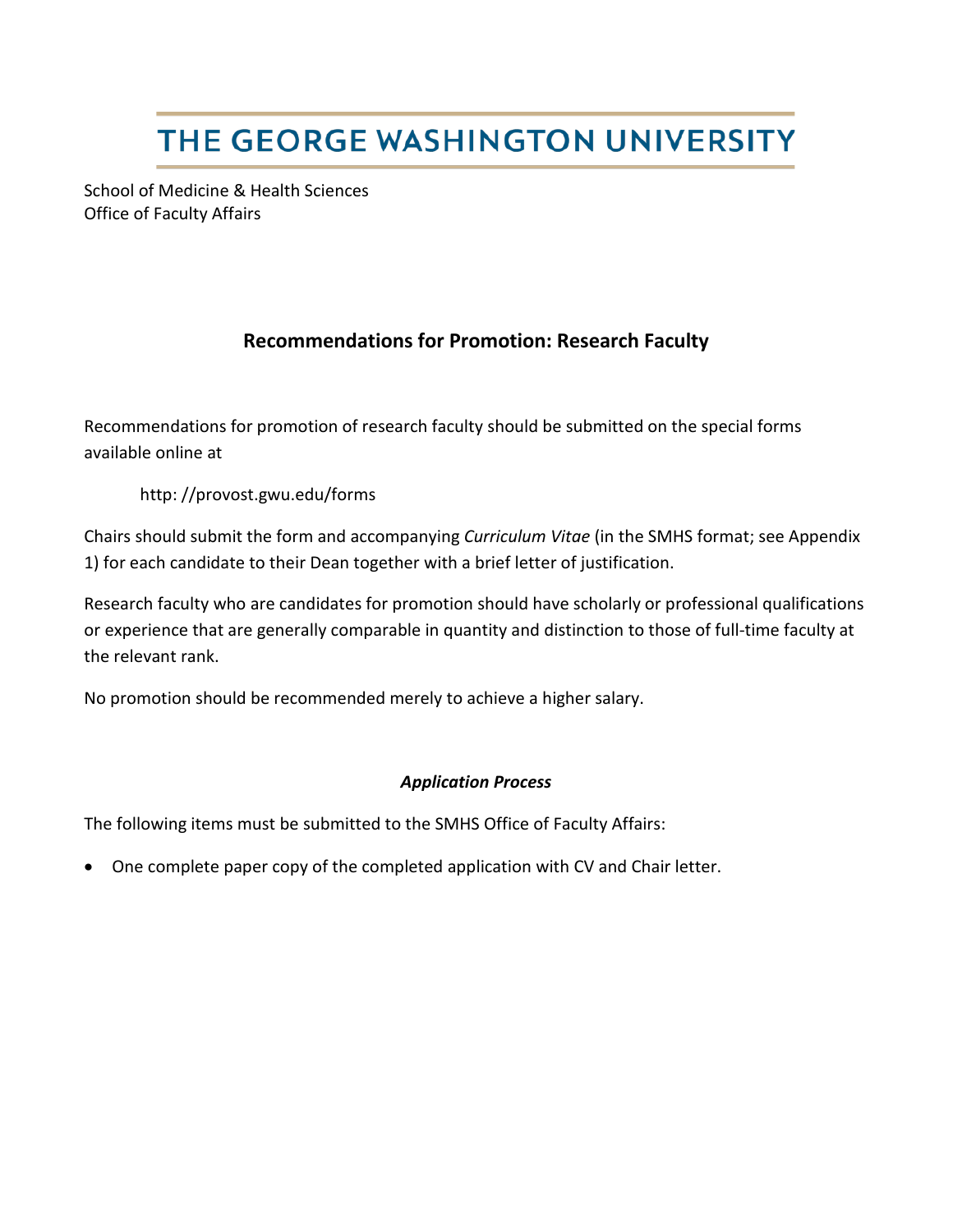# THE GEORGE WASHINGTON UNIVERSITY

School of Medicine & Health Sciences
Office of Faculty Affairs

## Recommendations for Promotion: Research Faculty

Recommendations for promotion of research faculty should be submitted on the special forms available online at

> http: //provost.gwu.edu/forms

Chairs should submit the form and accompanying *Curriculum Vitae* (in the SMHS format; see Appendix 1) for each candidate to their Dean together with a brief letter of justification.

Research faculty who are candidates for promotion should have scholarly or professional qualifications or experience that are generally comparable in quantity and distinction to those of full-time faculty at the relevant rank.

No promotion should be recommended merely to achieve a higher salary.

### *Application Process*

The following items must be submitted to the SMHS Office of Faculty Affairs:

- One complete paper copy of the completed application with CV and Chair letter.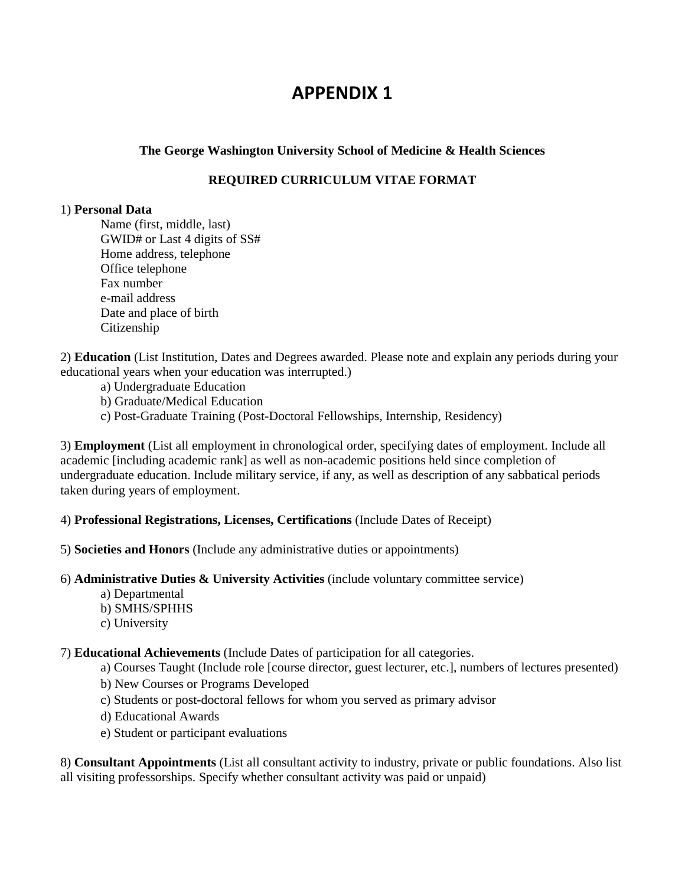# APPENDIX 1

**The George Washington University School of Medicine & Health Sciences**

**REQUIRED CURRICULUM VITAE FORMAT**

1) **Personal Data**

   Name (first, middle, last)
   GWID# or Last 4 digits of SS#
   Home address, telephone
   Office telephone
   Fax number
   e-mail address
   Date and place of birth
   Citizenship

2) **Education** (List Institution, Dates and Degrees awarded. Please note and explain any periods during your educational years when your education was interrupted.)

   a) Undergraduate Education
   b) Graduate/Medical Education
   c) Post-Graduate Training (Post-Doctoral Fellowships, Internship, Residency)

3) **Employment** (List all employment in chronological order, specifying dates of employment. Include all academic [including academic rank] as well as non-academic positions held since completion of undergraduate education. Include military service, if any, as well as description of any sabbatical periods taken during years of employment.

4) **Professional Registrations, Licenses, Certifications** (Include Dates of Receipt)

5) **Societies and Honors** (Include any administrative duties or appointments)

6) **Administrative Duties & University Activities** (include voluntary committee service)

   a) Departmental
   b) SMHS/SPHHS
   c) University

7) **Educational Achievements** (Include Dates of participation for all categories.

   a) Courses Taught (Include role [course director, guest lecturer, etc.], numbers of lectures presented)
   b) New Courses or Programs Developed
   c) Students or post-doctoral fellows for whom you served as primary advisor
   d) Educational Awards
   e) Student or participant evaluations

8) **Consultant Appointments** (List all consultant activity to industry, private or public foundations. Also list all visiting professorships. Specify whether consultant activity was paid or unpaid)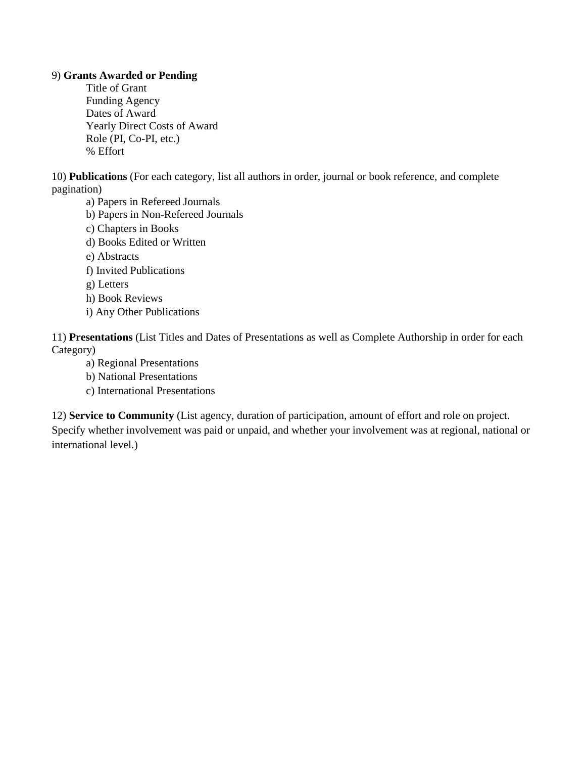9) **Grants Awarded or Pending**

Title of Grant
Funding Agency
Dates of Award
Yearly Direct Costs of Award
Role (PI, Co-PI, etc.)
% Effort

10) **Publications** (For each category, list all authors in order, journal or book reference, and complete pagination)

a) Papers in Refereed Journals
b) Papers in Non-Refereed Journals
c) Chapters in Books
d) Books Edited or Written
e) Abstracts
f) Invited Publications
g) Letters
h) Book Reviews
i) Any Other Publications

11) **Presentations** (List Titles and Dates of Presentations as well as Complete Authorship in order for each Category)

a) Regional Presentations
b) National Presentations
c) International Presentations

12) **Service to Community** (List agency, duration of participation, amount of effort and role on project. Specify whether involvement was paid or unpaid, and whether your involvement was at regional, national or international level.)